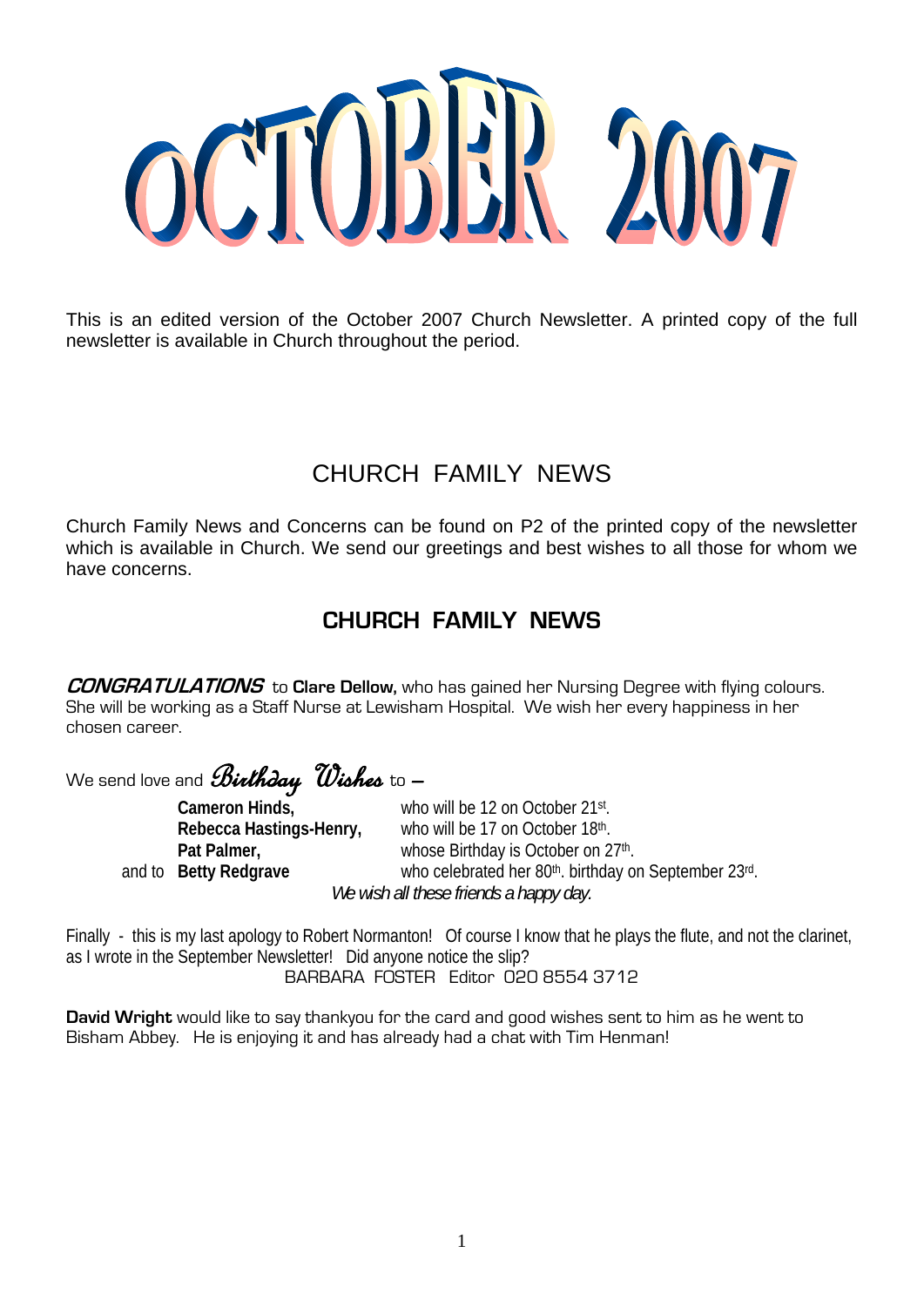# OCTOBER 2007

This is an edited version of the October 2007 Church Newsletter. A printed copy of the full newsletter is available in Church throughout the period.

## CHURCH FAMILY NEWS

Church Family News and Concerns can be found on P2 of the printed copy of the newsletter which is available in Church. We send our greetings and best wishes to all those for whom we have concerns.

## CHURCH FAMILY NEWS

***CONGRATULATIONS*** to **Clare Dellow,** who has gained her Nursing Degree with flying colours. She will be working as a Staff Nurse at Lewisham Hospital. We wish her every happiness in her chosen career.

We send love and *Birthday Wishes* to –

| | |
|---|---|
| **Cameron Hinds,** | who will be 12 on October 21st. |
| **Rebecca Hastings-Henry,** | who will be 17 on October 18th. |
| **Pat Palmer,** | whose Birthday is October on 27th. |
| and to **Betty Redgrave** | who celebrated her 80th. birthday on September 23rd. |

*We wish all these friends a happy day.*

Finally - this is my last apology to Robert Normanton! Of course I know that he plays the flute, and not the clarinet, as I wrote in the September Newsletter! Did anyone notice the slip?

BARBARA FOSTER Editor 020 8554 3712

**David Wright** would like to say thankyou for the card and good wishes sent to him as he went to Bisham Abbey. He is enjoying it and has already had a chat with Tim Henman!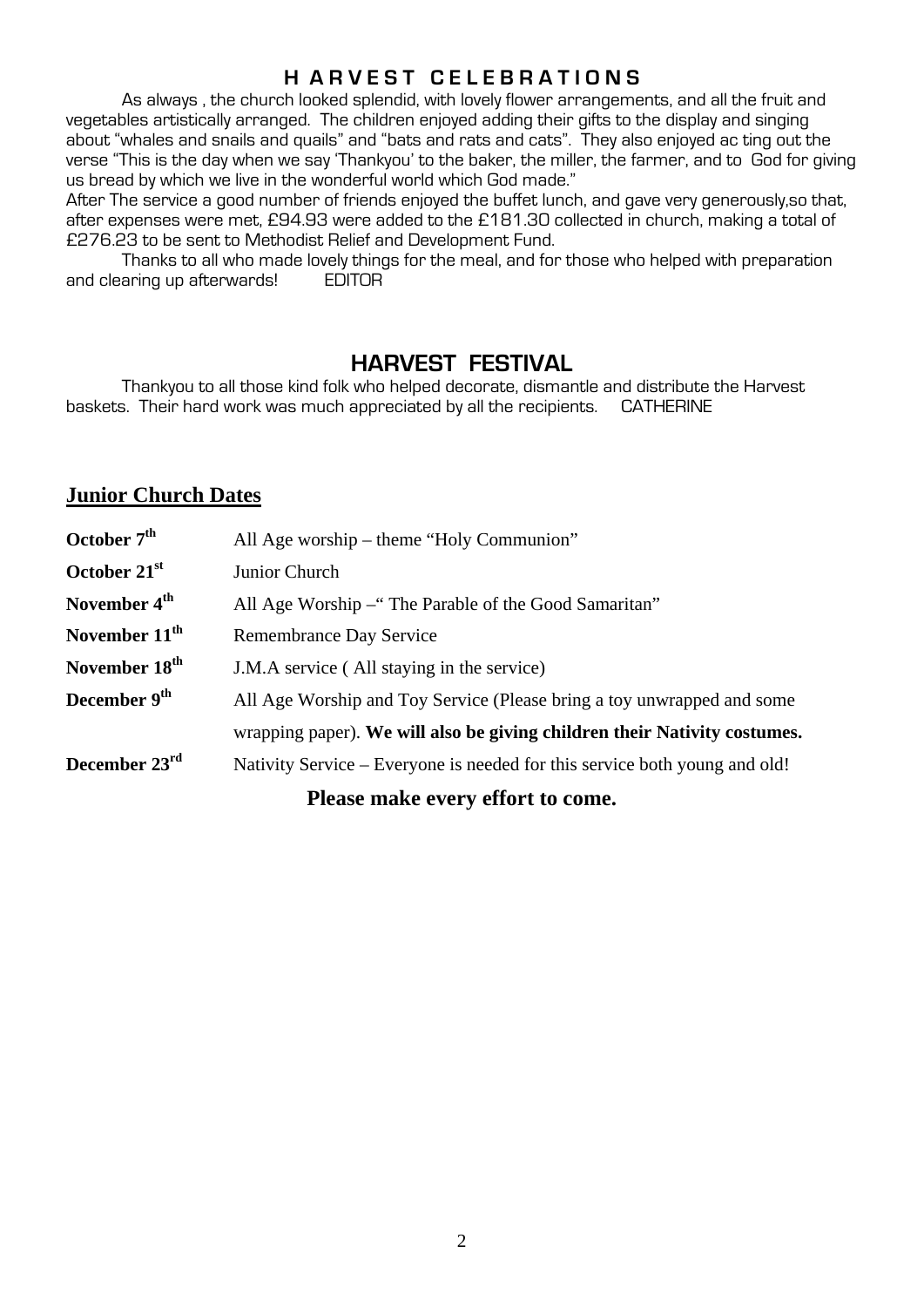## HARVEST CELEBRATIONS

As always , the church looked splendid, with lovely flower arrangements, and all the fruit and vegetables artistically arranged. The children enjoyed adding their gifts to the display and singing about "whales and snails and quails" and "bats and rats and cats". They also enjoyed ac ting out the verse "This is the day when we say 'Thankyou' to the baker, the miller, the farmer, and to God for giving us bread by which we live in the wonderful world which God made."

After The service a good number of friends enjoyed the buffet lunch, and gave very generously,so that, after expenses were met, £94.93 were added to the £181.30 collected in church, making a total of £276.23 to be sent to Methodist Relief and Development Fund.

Thanks to all who made lovely things for the meal, and for those who helped with preparation and clearing up afterwards! EDITOR

## HARVEST FESTIVAL

Thankyou to all those kind folk who helped decorate, dismantle and distribute the Harvest baskets. Their hard work was much appreciated by all the recipients. CATHERINE

## Junior Church Dates

| | |
|---|---|
| **October 7th** | All Age worship – theme "Holy Communion" |
| **October 21st** | Junior Church |
| **November 4th** | All Age Worship –" The Parable of the Good Samaritan" |
| **November 11th** | Remembrance Day Service |
| **November 18th** | J.M.A service ( All staying in the service) |
| **December 9th** | All Age Worship and Toy Service (Please bring a toy unwrapped and some wrapping paper). **We will also be giving children their Nativity costumes.** |
| **December 23rd** | Nativity Service – Everyone is needed for this service both young and old! |

**Please make every effort to come.**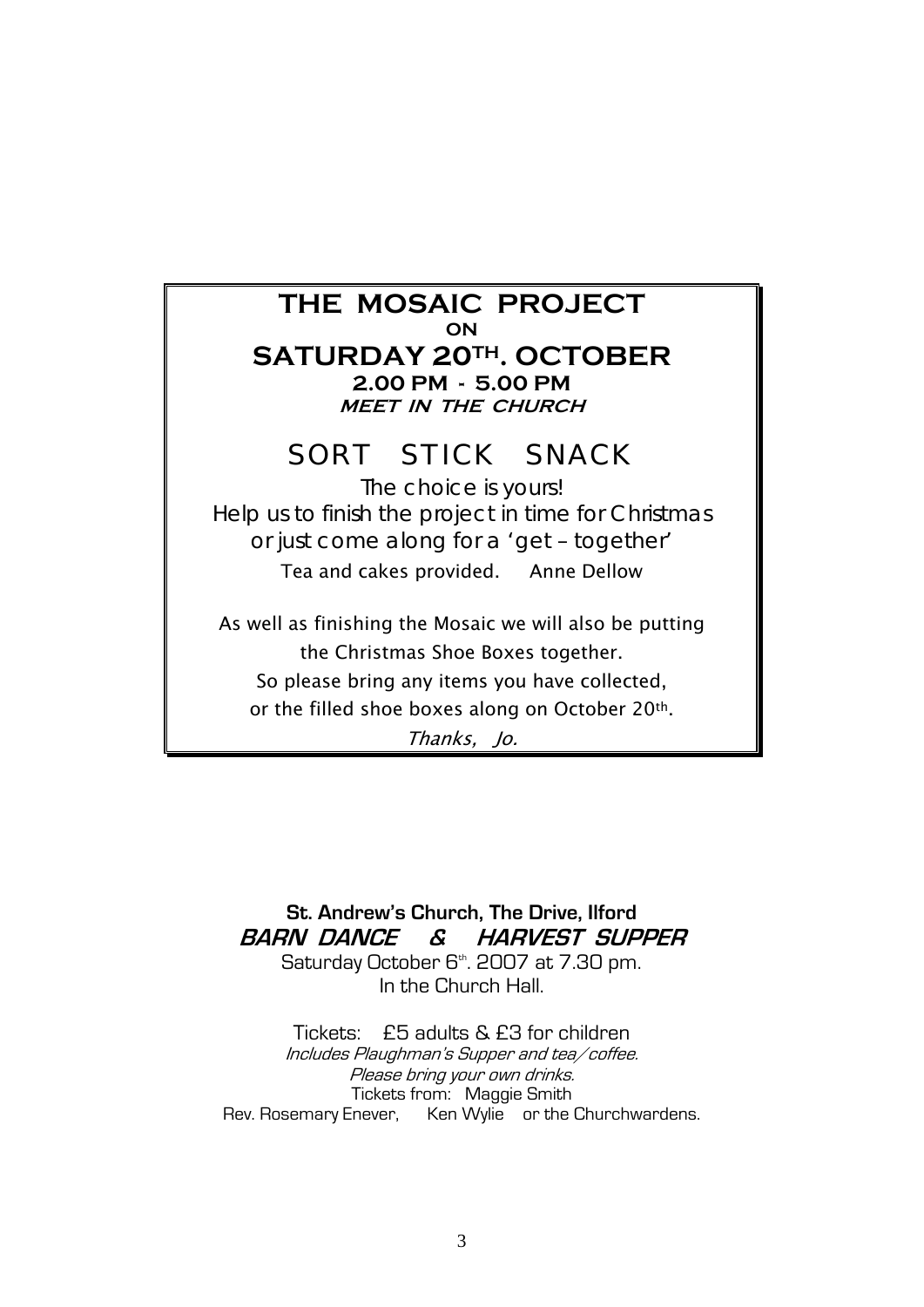# THE MOSAIC PROJECT

**ON**

## SATURDAY 20TH. OCTOBER

**2.00 PM - 5.00 PM**

***MEET IN THE CHURCH***

## SORT STICK SNACK

The choice is yours!

Help us to finish the project in time for Christmas

or just come along for a 'get – together'

Tea and cakes provided. Anne Dellow

As well as finishing the Mosaic we will also be putting the Christmas Shoe Boxes together.

So please bring any items you have collected, or the filled shoe boxes along on October 20th.

*Thanks, Jo.*

---

**St. Andrew's Church, The Drive, Ilford**

***BARN DANCE & HARVEST SUPPER***

Saturday October 6th. 2007 at 7.30 pm.

In the Church Hall.

Tickets: £5 adults & £3 for children

*Includes Ploughman's Supper and tea/coffee.*

*Please bring your own drinks.*

Tickets from: Maggie Smith

Rev. Rosemary Enever, Ken Wylie or the Churchwardens.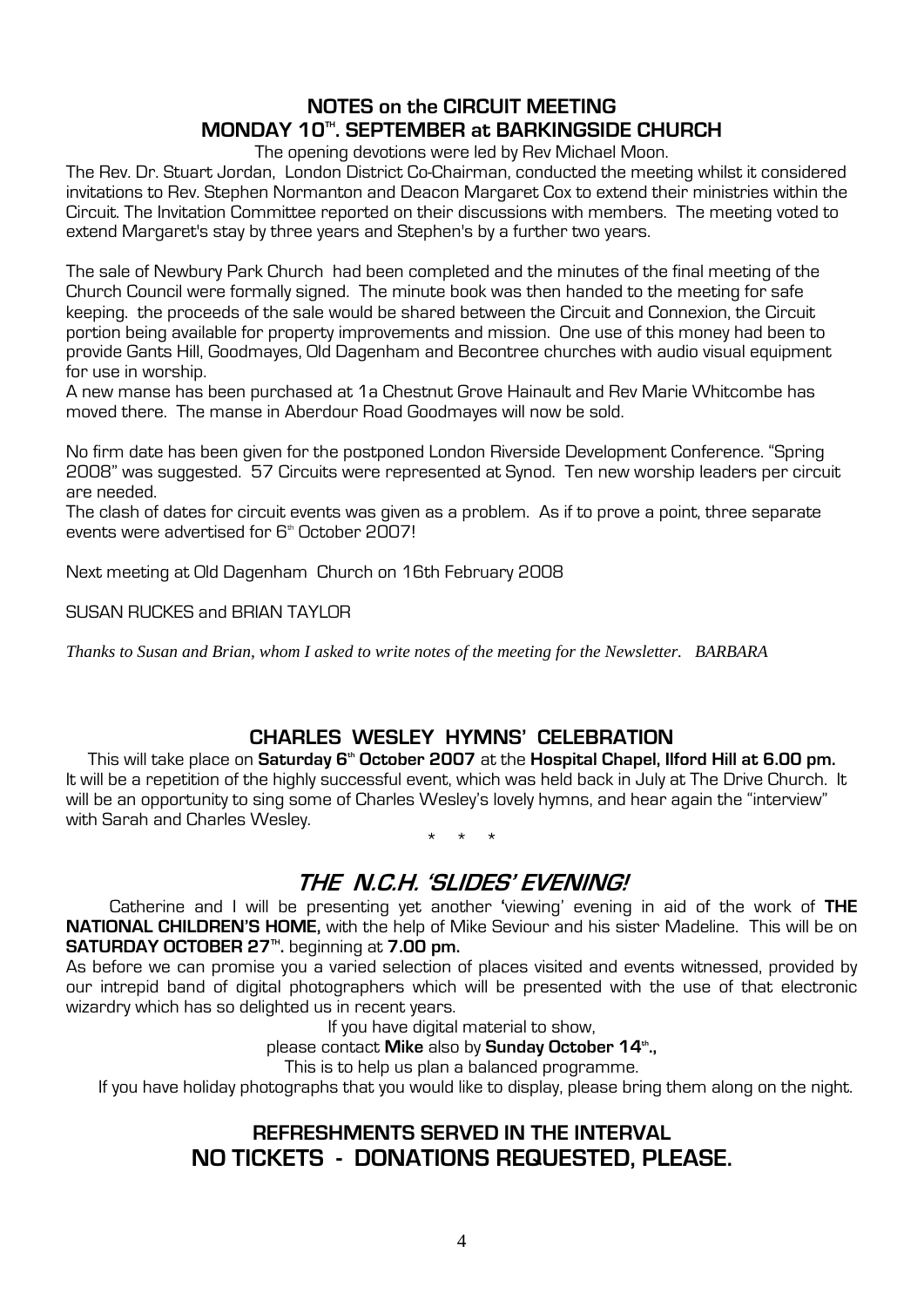## NOTES on the CIRCUIT MEETING
## MONDAY 10TH. SEPTEMBER at BARKINGSIDE CHURCH

The opening devotions were led by Rev Michael Moon.

The Rev. Dr. Stuart Jordan, London District Co-Chairman, conducted the meeting whilst it considered invitations to Rev. Stephen Normanton and Deacon Margaret Cox to extend their ministries within the Circuit. The Invitation Committee reported on their discussions with members. The meeting voted to extend Margaret's stay by three years and Stephen's by a further two years.

The sale of Newbury Park Church had been completed and the minutes of the final meeting of the Church Council were formally signed. The minute book was then handed to the meeting for safe keeping. the proceeds of the sale would be shared between the Circuit and Connexion, the Circuit portion being available for property improvements and mission. One use of this money had been to provide Gants Hill, Goodmayes, Old Dagenham and Becontree churches with audio visual equipment for use in worship.

A new manse has been purchased at 1a Chestnut Grove Hainault and Rev Marie Whitcombe has moved there. The manse in Aberdour Road Goodmayes will now be sold.

No firm date has been given for the postponed London Riverside Development Conference. "Spring 2008" was suggested. 57 Circuits were represented at Synod. Ten new worship leaders per circuit are needed.

The clash of dates for circuit events was given as a problem. As if to prove a point, three separate events were advertised for 6th October 2007!

Next meeting at Old Dagenham Church on 16th February 2008

SUSAN RUCKES and BRIAN TAYLOR

*Thanks to Susan and Brian, whom I asked to write notes of the meeting for the Newsletter. BARBARA*

## CHARLES WESLEY HYMNS' CELEBRATION

This will take place on **Saturday 6th October 2007** at the **Hospital Chapel, Ilford Hill at 6.00 pm.** It will be a repetition of the highly successful event, which was held back in July at The Drive Church. It will be an opportunity to sing some of Charles Wesley's lovely hymns, and hear again the "interview" with Sarah and Charles Wesley.

\* \* \*

## *THE N.C.H. 'SLIDES' EVENING!*

Catherine and I will be presenting yet another 'viewing' evening in aid of the work of **THE NATIONAL CHILDREN'S HOME,** with the help of Mike Seviour and his sister Madeline. This will be on **SATURDAY OCTOBER 27TH.** beginning at **7.00 pm.**

As before we can promise you a varied selection of places visited and events witnessed, provided by our intrepid band of digital photographers which will be presented with the use of that electronic wizardry which has so delighted us in recent years.

If you have digital material to show,
please contact **Mike** also by **Sunday October 14th.,**
This is to help us plan a balanced programme.

If you have holiday photographs that you would like to display, please bring them along on the night.

## REFRESHMENTS SERVED IN THE INTERVAL
## NO TICKETS - DONATIONS REQUESTED, PLEASE.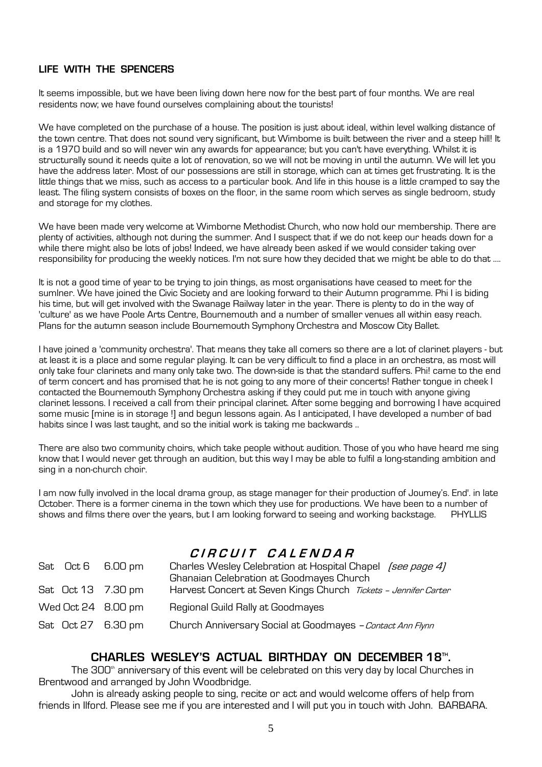## LIFE WITH THE SPENCERS

It seems impossible, but we have been living down here now for the best part of four months. We are real residents now; we have found ourselves complaining about the tourists!

We have completed on the purchase of a house. The position is just about ideal, within level walking distance of the town centre. That does not sound very significant, but Wimbome is built between the river and a steep hill! It is a 1970 build and so will never win any awards for appearance; but you can't have everything. Whilst it is structurally sound it needs quite a lot of renovation, so we will not be moving in until the autumn. We will let you have the address later. Most of our possessions are still in storage, which can at times get frustrating. It is the little things that we miss, such as access to a particular book. And life in this house is a little cramped to say the least. The filing system consists of boxes on the floor, in the same room which serves as single bedroom, study and storage for my clothes.

We have been made very welcome at Wimborne Methodist Church, who now hold our membership. There are plenty of activities, although not during the summer. And I suspect that if we do not keep our heads down for a while there might also be lots of jobs! Indeed, we have already been asked if we would consider taking over responsibility for producing the weekly notices. I'm not sure how they decided that we might be able to do that ....

It is not a good time of year to be trying to join things, as most organisations have ceased to meet for the sumlner. We have joined the Civic Society and are looking forward to their Autumn programme. Phi I is biding his time, but will get involved with the Swanage Railway later in the year. There is plenty to do in the way of 'culture' as we have Poole Arts Centre, Bournemouth and a number of smaller venues all within easy reach. Plans for the autumn season include Bournemouth Symphony Orchestra and Moscow City Ballet.

I have joined a 'community orchestra'. That means they take all comers so there are a lot of clarinet players - but at least it is a place and some regular playing. It can be very difficult to find a place in an orchestra, as most will only take four clarinets and many only take two. The down-side is that the standard suffers. Phi! came to the end of term concert and has promised that he is not going to any more of their concerts! Rather tongue in cheek I contacted the Bournemouth Symphony Orchestra asking if they could put me in touch with anyone giving clarinet lessons. I received a call from their principal clarinet. After some begging and borrowing I have acquired some music [mine is in storage !] and begun lessons again. As I anticipated, I have developed a number of bad habits since I was last taught, and so the initial work is taking me backwards ..

There are also two community choirs, which take people without audition. Those of you who have heard me sing know that I would never get through an audition, but this way I may be able to fulfil a long-standing ambition and sing in a non-church choir.

I am now fully involved in the local drama group, as stage manager for their production of Joumey's. End'. in late October. There is a former cinema in the town which they use for productions. We have been to a number of shows and films there over the years, but I am looking forward to seeing and working backstage. PHYLLIS

## *CIRCUIT CALENDAR*

| | |
|---|---|
| Sat Oct 6 6.00 pm | Charles Wesley Celebration at Hospital Chapel *(see page 4)*<br>Ghanaian Celebration at Goodmayes Church |
| Sat Oct 13 7.30 pm | Harvest Concert at Seven Kings Church *Tickets – Jennifer Carter* |
| Wed Oct 24 8.00 pm | Regional Guild Rally at Goodmayes |
| Sat Oct 27 6.30 pm | Church Anniversary Social at Goodmayes – *Contact Ann Flynn* |

## CHARLES WESLEY'S ACTUAL BIRTHDAY ON DECEMBER 18TH.

The 300th anniversary of this event will be celebrated on this very day by local Churches in Brentwood and arranged by John Woodbridge.

John is already asking people to sing, recite or act and would welcome offers of help from friends in Ilford. Please see me if you are interested and I will put you in touch with John. BARBARA.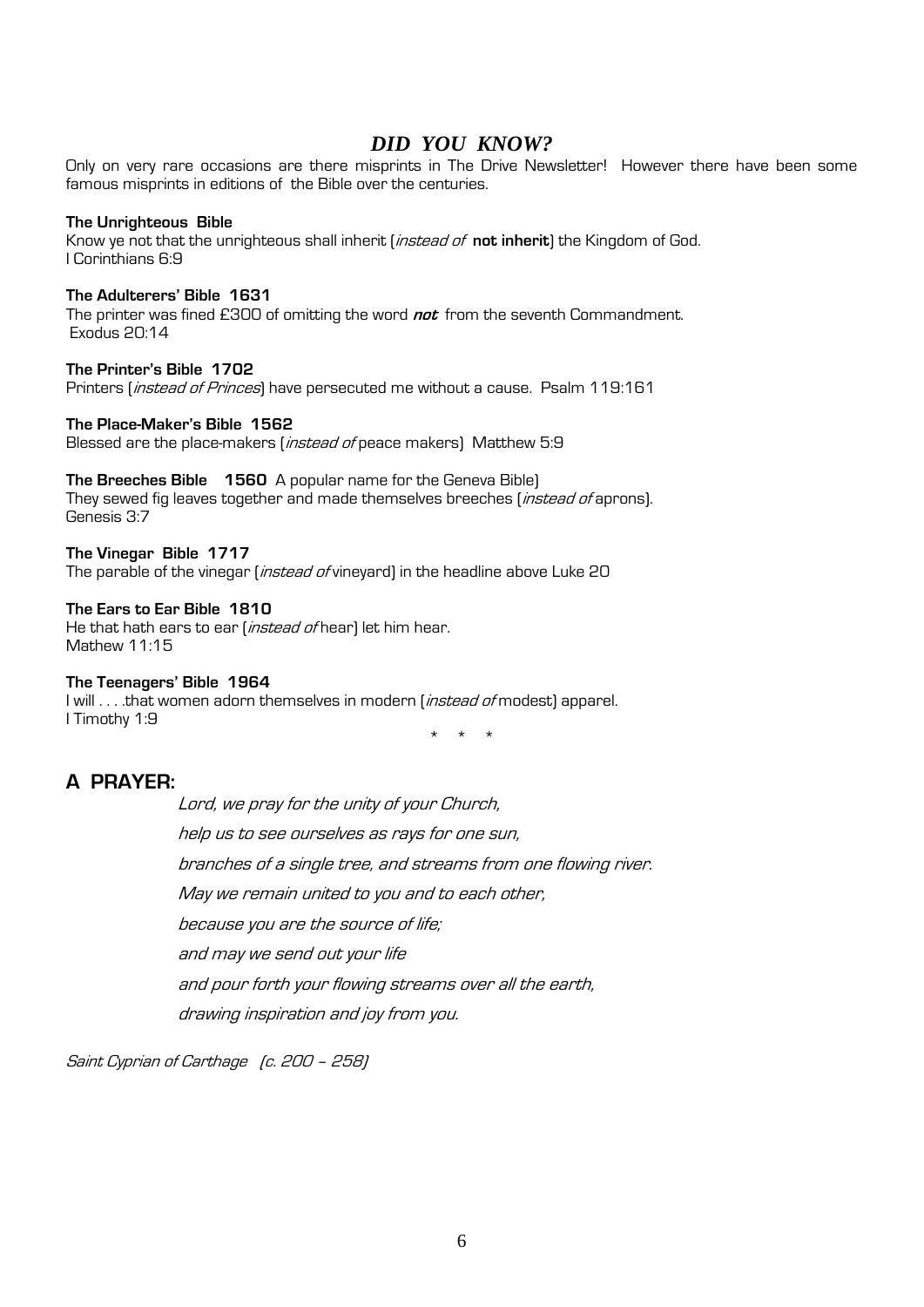## *DID YOU KNOW?*

Only on very rare occasions are there misprints in The Drive Newsletter! However there have been some famous misprints in editions of the Bible over the centuries.

**The Unrighteous Bible**
Know ye not that the unrighteous shall inherit (*instead of* **not inherit**) the Kingdom of God.
I Corinthians 6:9

**The Adulterers' Bible 1631**
The printer was fined £300 of omitting the word ***not*** from the seventh Commandment.
Exodus 20:14

**The Printer's Bible 1702**
Printers (*instead of Princes*) have persecuted me without a cause. Psalm 119:161

**The Place-Maker's Bible 1562**
Blessed are the place-makers (*instead of* peace makers) Matthew 5:9

**The Breeches Bible 1560** A popular name for the Geneva Bible)
They sewed fig leaves together and made themselves breeches (*instead of* aprons).
Genesis 3:7

**The Vinegar Bible 1717**
The parable of the vinegar (*instead of* vineyard) in the headline above Luke 20

**The Ears to Ear Bible 1810**
He that hath ears to ear (*instead of* hear) let him hear.
Mathew 11:15

**The Teenagers' Bible 1964**
I will . . . .that women adorn themselves in modern (*instead of* modest) apparel.
I Timothy 1:9

\* \* \*

## A PRAYER:

*Lord, we pray for the unity of your Church,*
*help us to see ourselves as rays for one sun,*
*branches of a single tree, and streams from one flowing river.*
*May we remain united to you and to each other,*
*because you are the source of life;*
*and may we send out your life*
*and pour forth your flowing streams over all the earth,*
*drawing inspiration and joy from you.*

*Saint Cyprian of Carthage (c. 200 – 258)*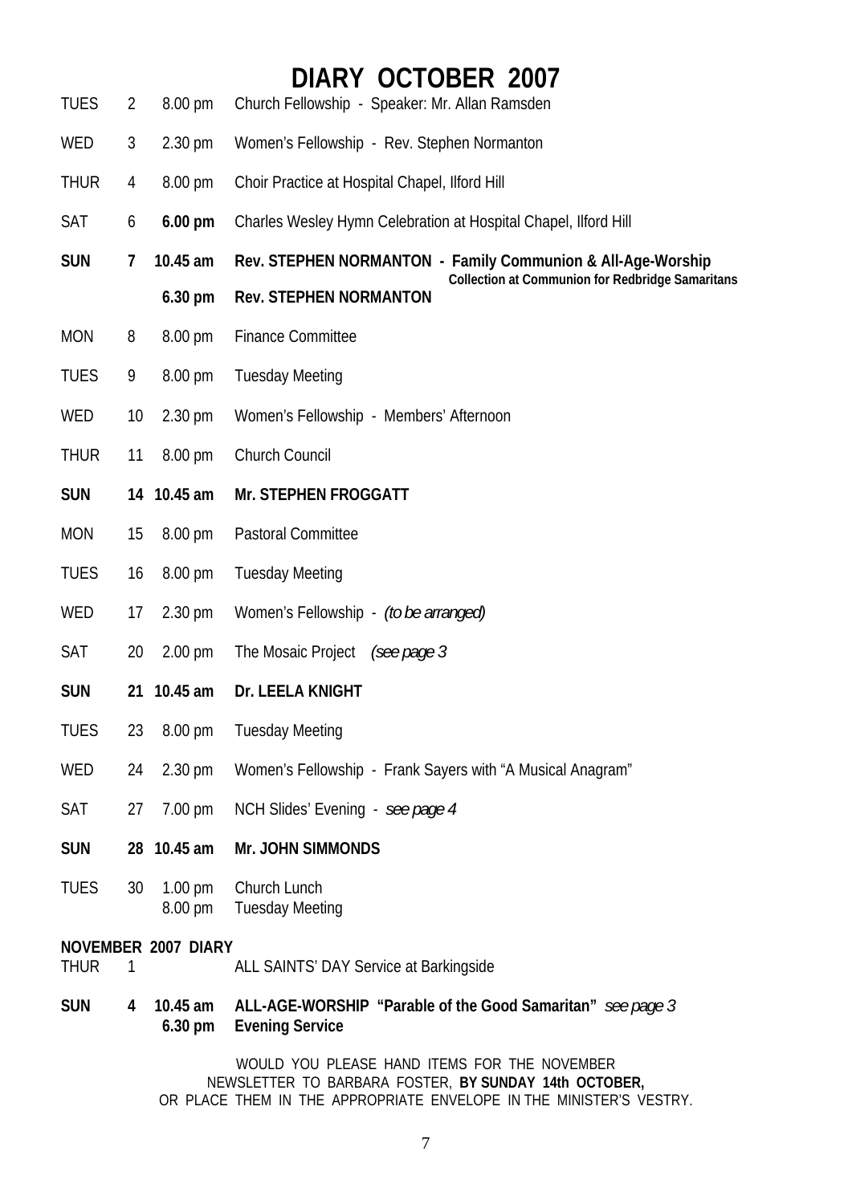# DIARY OCTOBER 2007

| | | | |
|---|---|---|---|
| TUES | 2 | 8.00 pm | Church Fellowship - Speaker: Mr. Allan Ramsden |
| WED | 3 | 2.30 pm | Women's Fellowship - Rev. Stephen Normanton |
| THUR | 4 | 8.00 pm | Choir Practice at Hospital Chapel, Ilford Hill |
| SAT | 6 | **6.00 pm** | Charles Wesley Hymn Celebration at Hospital Chapel, Ilford Hill |
| **SUN** | **7** | **10.45 am** | **Rev. STEPHEN NORMANTON - Family Communion & All-Age-Worship** **Collection at Communion for Redbridge Samaritans** |
| | | **6.30 pm** | **Rev. STEPHEN NORMANTON** |
| MON | 8 | 8.00 pm | Finance Committee |
| TUES | 9 | 8.00 pm | Tuesday Meeting |
| WED | 10 | 2.30 pm | Women's Fellowship - Members' Afternoon |
| THUR | 11 | 8.00 pm | Church Council |
| **SUN** | **14** | **10.45 am** | **Mr. STEPHEN FROGGATT** |
| MON | 15 | 8.00 pm | Pastoral Committee |
| TUES | 16 | 8.00 pm | Tuesday Meeting |
| WED | 17 | 2.30 pm | Women's Fellowship - *(to be arranged)* |
| SAT | 20 | 2.00 pm | The Mosaic Project *(see page 3* |
| **SUN** | **21** | **10.45 am** | **Dr. LEELA KNIGHT** |
| TUES | 23 | 8.00 pm | Tuesday Meeting |
| WED | 24 | 2.30 pm | Women's Fellowship - Frank Sayers with "A Musical Anagram" |
| SAT | 27 | 7.00 pm | NCH Slides' Evening - *see page 4* |
| **SUN** | **28** | **10.45 am** | **Mr. JOHN SIMMONDS** |
| TUES | 30 | 1.00 pm | Church Lunch |
| | | 8.00 pm | Tuesday Meeting |

**NOVEMBER 2007 DIARY**

| | | | |
|---|---|---|---|
| THUR | 1 | | ALL SAINTS' DAY Service at Barkingside |
| **SUN** | **4** | **10.45 am** | **ALL-AGE-WORSHIP "Parable of the Good Samaritan"** *see page 3* |
| | | **6.30 pm** | **Evening Service** |

WOULD YOU PLEASE HAND ITEMS FOR THE NOVEMBER NEWSLETTER TO BARBARA FOSTER, **BY SUNDAY 14th OCTOBER,** OR PLACE THEM IN THE APPROPRIATE ENVELOPE IN THE MINISTER'S VESTRY.